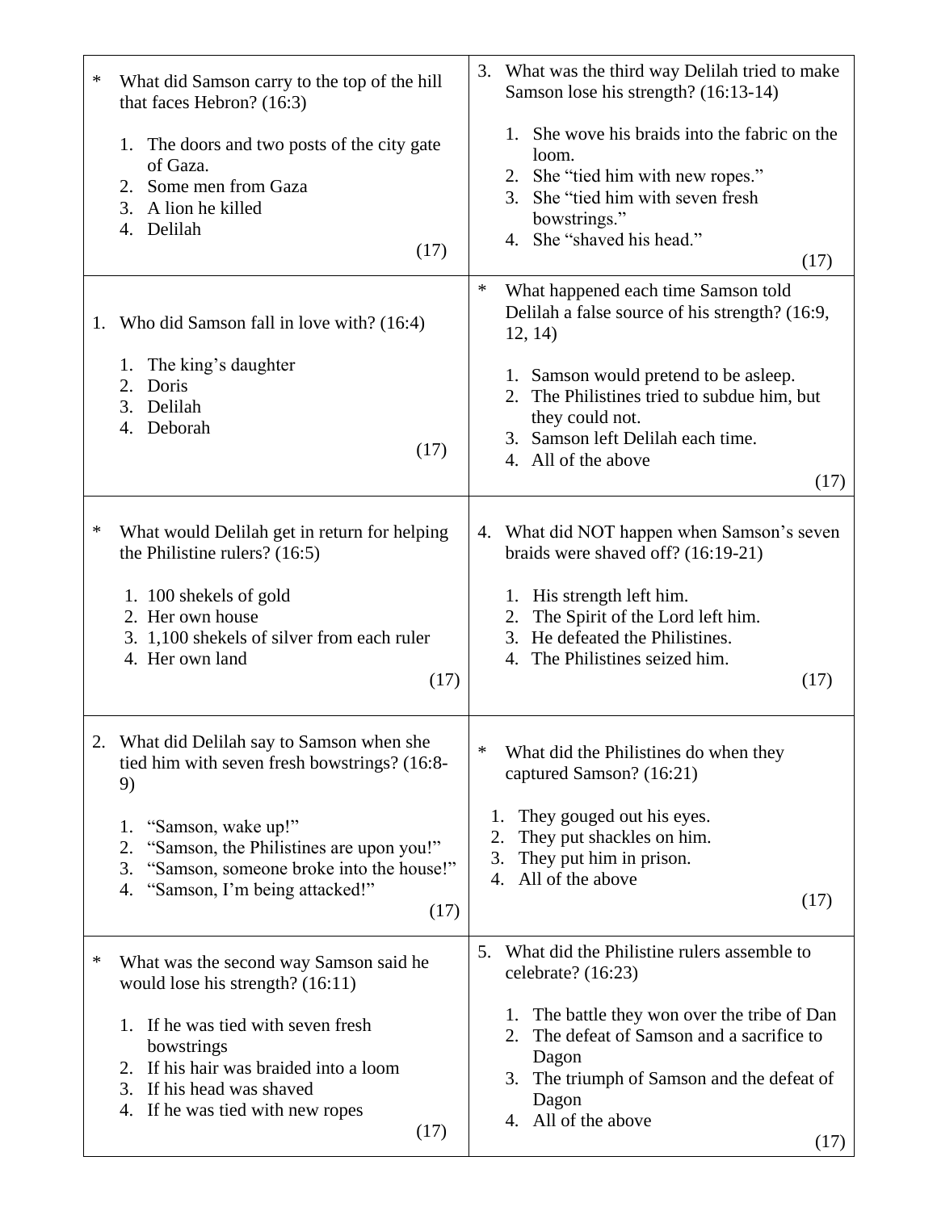\* What did Samson carry to the top of the hill that faces Hebron? (16:3)

1. The doors and two posts of the city gate of Gaza.
2. Some men from Gaza
3. A lion he killed
4. Delilah

(17)

3. What was the third way Delilah tried to make Samson lose his strength? (16:13-14)

1. She wove his braids into the fabric on the loom.
2. She "tied him with new ropes."
3. She "tied him with seven fresh bowstrings."
4. She "shaved his head."

(17)

1. Who did Samson fall in love with? (16:4)

1. The king's daughter
2. Doris
3. Delilah
4. Deborah

(17)

\* What happened each time Samson told Delilah a false source of his strength? (16:9, 12, 14)

1. Samson would pretend to be asleep.
2. The Philistines tried to subdue him, but they could not.
3. Samson left Delilah each time.
4. All of the above

(17)

\* What would Delilah get in return for helping the Philistine rulers? (16:5)

1. 100 shekels of gold
2. Her own house
3. 1,100 shekels of silver from each ruler
4. Her own land

(17)

4. What did NOT happen when Samson's seven braids were shaved off? (16:19-21)

1. His strength left him.
2. The Spirit of the Lord left him.
3. He defeated the Philistines.
4. The Philistines seized him.

(17)

2. What did Delilah say to Samson when she tied him with seven fresh bowstrings? (16:8-9)

1. "Samson, wake up!"
2. "Samson, the Philistines are upon you!"
3. "Samson, someone broke into the house!"
4. "Samson, I'm being attacked!"

(17)

\* What did the Philistines do when they captured Samson? (16:21)

1. They gouged out his eyes.
2. They put shackles on him.
3. They put him in prison.
4. All of the above

(17)

\* What was the second way Samson said he would lose his strength? (16:11)

1. If he was tied with seven fresh bowstrings
2. If his hair was braided into a loom
3. If his head was shaved
4. If he was tied with new ropes

(17)

5. What did the Philistine rulers assemble to celebrate? (16:23)

1. The battle they won over the tribe of Dan
2. The defeat of Samson and a sacrifice to Dagon
3. The triumph of Samson and the defeat of Dagon
4. All of the above

(17)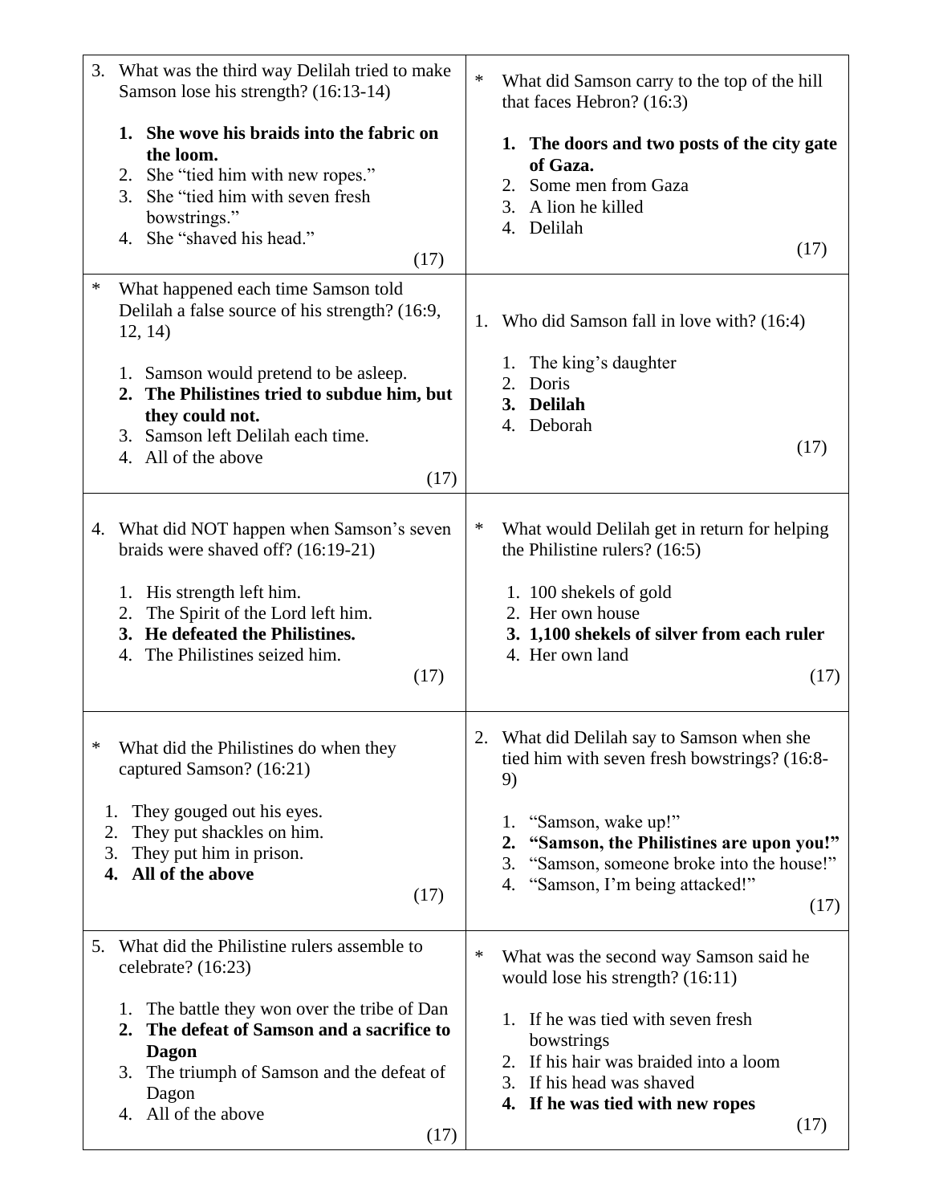3. What was the third way Delilah tried to make Samson lose his strength? (16:13-14)

   1. **She wove his braids into the fabric on the loom.**
   2. She "tied him with new ropes."
   3. She "tied him with seven fresh bowstrings."
   4. She "shaved his head."

   (17)

\* What did Samson carry to the top of the hill that faces Hebron? (16:3)

   1. **The doors and two posts of the city gate of Gaza.**
   2. Some men from Gaza
   3. A lion he killed
   4. Delilah

   (17)

\* What happened each time Samson told Delilah a false source of his strength? (16:9, 12, 14)

   1. Samson would pretend to be asleep.
   2. **The Philistines tried to subdue him, but they could not.**
   3. Samson left Delilah each time.
   4. All of the above

   (17)

1. Who did Samson fall in love with? (16:4)

   1. The king's daughter
   2. Doris
   3. **Delilah**
   4. Deborah

   (17)

4. What did NOT happen when Samson's seven braids were shaved off? (16:19-21)

   1. His strength left him.
   2. The Spirit of the Lord left him.
   3. **He defeated the Philistines.**
   4. The Philistines seized him.

   (17)

\* What would Delilah get in return for helping the Philistine rulers? (16:5)

   1. 100 shekels of gold
   2. Her own house
   3. **1,100 shekels of silver from each ruler**
   4. Her own land

   (17)

\* What did the Philistines do when they captured Samson? (16:21)

   1. They gouged out his eyes.
   2. They put shackles on him.
   3. They put him in prison.
   4. **All of the above**

   (17)

2. What did Delilah say to Samson when she tied him with seven fresh bowstrings? (16:8-9)

   1. "Samson, wake up!"
   2. **"Samson, the Philistines are upon you!"**
   3. "Samson, someone broke into the house!"
   4. "Samson, I'm being attacked!"

   (17)

5. What did the Philistine rulers assemble to celebrate? (16:23)

   1. The battle they won over the tribe of Dan
   2. **The defeat of Samson and a sacrifice to Dagon**
   3. The triumph of Samson and the defeat of Dagon
   4. All of the above

   (17)

\* What was the second way Samson said he would lose his strength? (16:11)

   1. If he was tied with seven fresh bowstrings
   2. If his hair was braided into a loom
   3. If his head was shaved
   4. **If he was tied with new ropes**

   (17)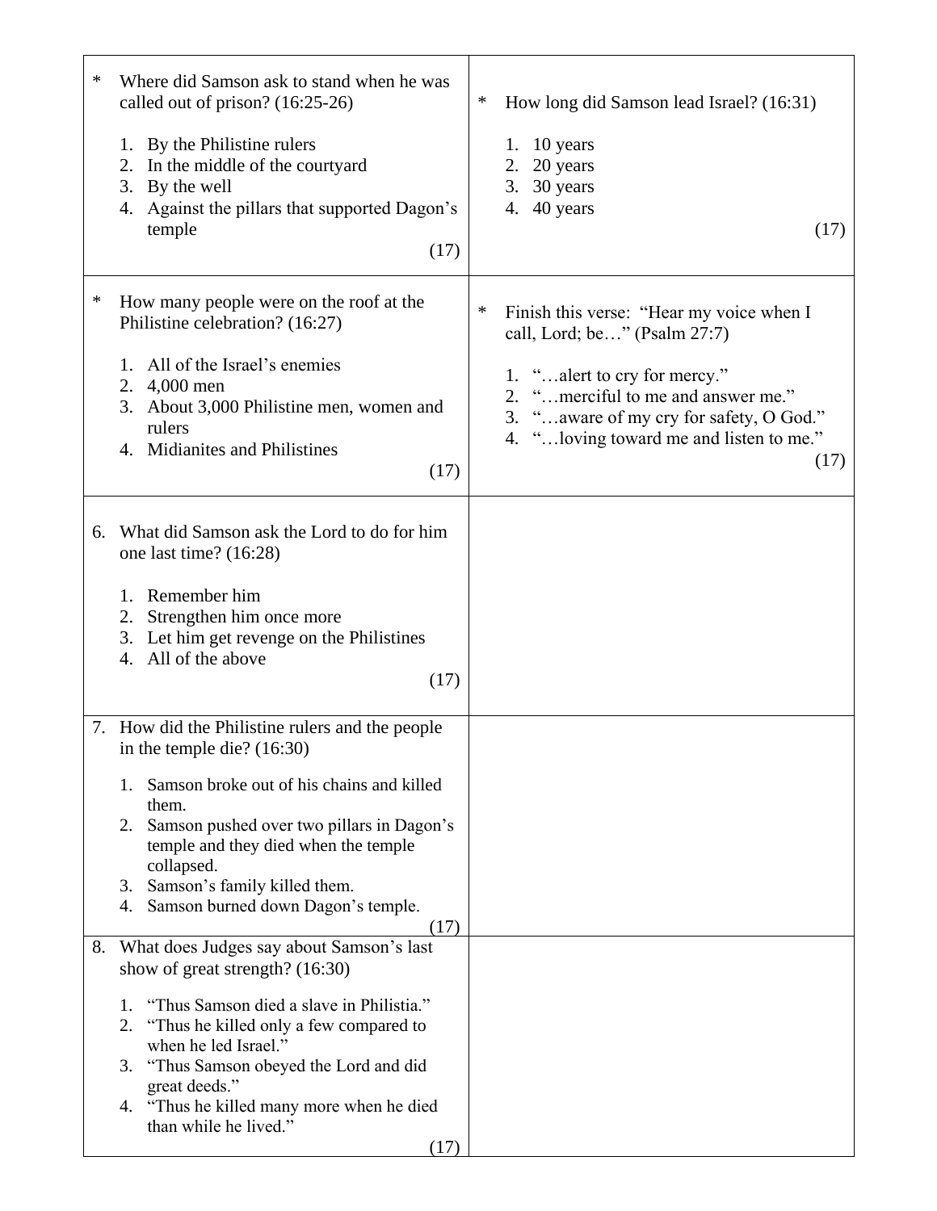\* Where did Samson ask to stand when he was called out of prison? (16:25-26)

1. By the Philistine rulers
2. In the middle of the courtyard
3. By the well
4. Against the pillars that supported Dagon's temple

(17)

\* How long did Samson lead Israel? (16:31)

1. 10 years
2. 20 years
3. 30 years
4. 40 years

(17)

\* How many people were on the roof at the Philistine celebration? (16:27)

1. All of the Israel's enemies
2. 4,000 men
3. About 3,000 Philistine men, women and rulers
4. Midianites and Philistines

(17)

\* Finish this verse: "Hear my voice when I call, Lord; be…" (Psalm 27:7)

1. "…alert to cry for mercy."
2. "…merciful to me and answer me."
3. "…aware of my cry for safety, O God."
4. "…loving toward me and listen to me."

(17)

6. What did Samson ask the Lord to do for him one last time? (16:28)

   1. Remember him
   2. Strengthen him once more
   3. Let him get revenge on the Philistines
   4. All of the above

   (17)

7. How did the Philistine rulers and the people in the temple die? (16:30)

   1. Samson broke out of his chains and killed them.
   2. Samson pushed over two pillars in Dagon's temple and they died when the temple collapsed.
   3. Samson's family killed them.
   4. Samson burned down Dagon's temple.

   (17)

8. What does Judges say about Samson's last show of great strength? (16:30)

   1. "Thus Samson died a slave in Philistia."
   2. "Thus he killed only a few compared to when he led Israel."
   3. "Thus Samson obeyed the Lord and did great deeds."
   4. "Thus he killed many more when he died than while he lived."

   (17)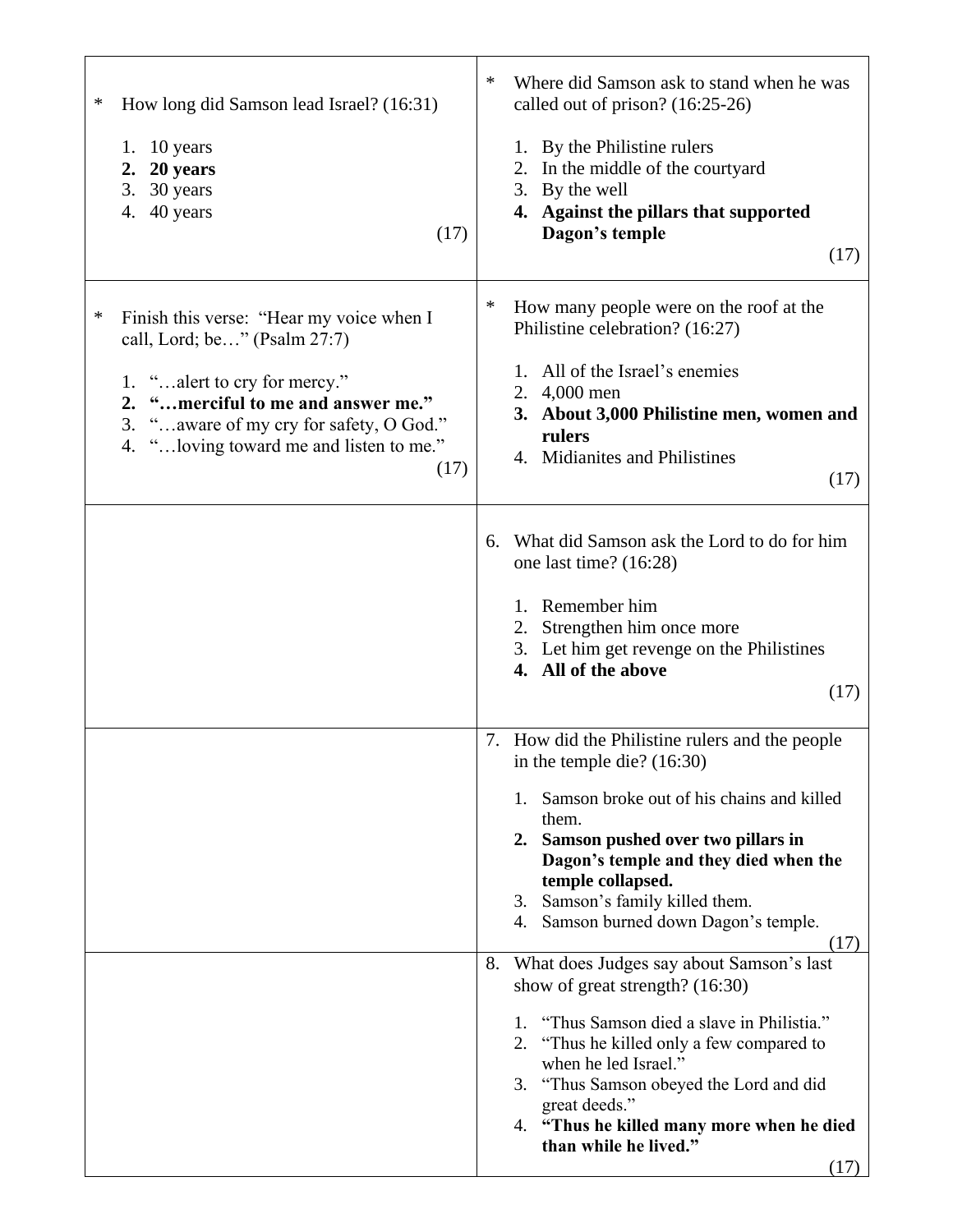| | |
|---|---|
| * How long did Samson lead Israel? (16:31)<br><br>1. 10 years<br>**2. 20 years**<br>3. 30 years<br>4. 40 years<br><br>(17) | * Where did Samson ask to stand when he was called out of prison? (16:25-26)<br><br>1. By the Philistine rulers<br>2. In the middle of the courtyard<br>3. By the well<br>**4. Against the pillars that supported Dagon's temple**<br><br>(17) |
| * Finish this verse: "Hear my voice when I call, Lord; be…" (Psalm 27:7)<br><br>1. "…alert to cry for mercy."<br>**2. "…merciful to me and answer me."**<br>3. "…aware of my cry for safety, O God."<br>4. "…loving toward me and listen to me."<br><br>(17) | * How many people were on the roof at the Philistine celebration? (16:27)<br><br>1. All of the Israel's enemies<br>2. 4,000 men<br>**3. About 3,000 Philistine men, women and rulers**<br>4. Midianites and Philistines<br><br>(17) |
| | 6. What did Samson ask the Lord to do for him one last time? (16:28)<br><br>1. Remember him<br>2. Strengthen him once more<br>3. Let him get revenge on the Philistines<br>**4. All of the above**<br><br>(17) |
| | 7. How did the Philistine rulers and the people in the temple die? (16:30)<br><br>1. Samson broke out of his chains and killed them.<br>**2. Samson pushed over two pillars in Dagon's temple and they died when the temple collapsed.**<br>3. Samson's family killed them.<br>4. Samson burned down Dagon's temple.<br><br>(17) |
| | 8. What does Judges say about Samson's last show of great strength? (16:30)<br><br>1. "Thus Samson died a slave in Philistia."<br>2. "Thus he killed only a few compared to when he led Israel."<br>3. "Thus Samson obeyed the Lord and did great deeds."<br>4. **"Thus he killed many more when he died than while he lived."**<br><br>(17) |